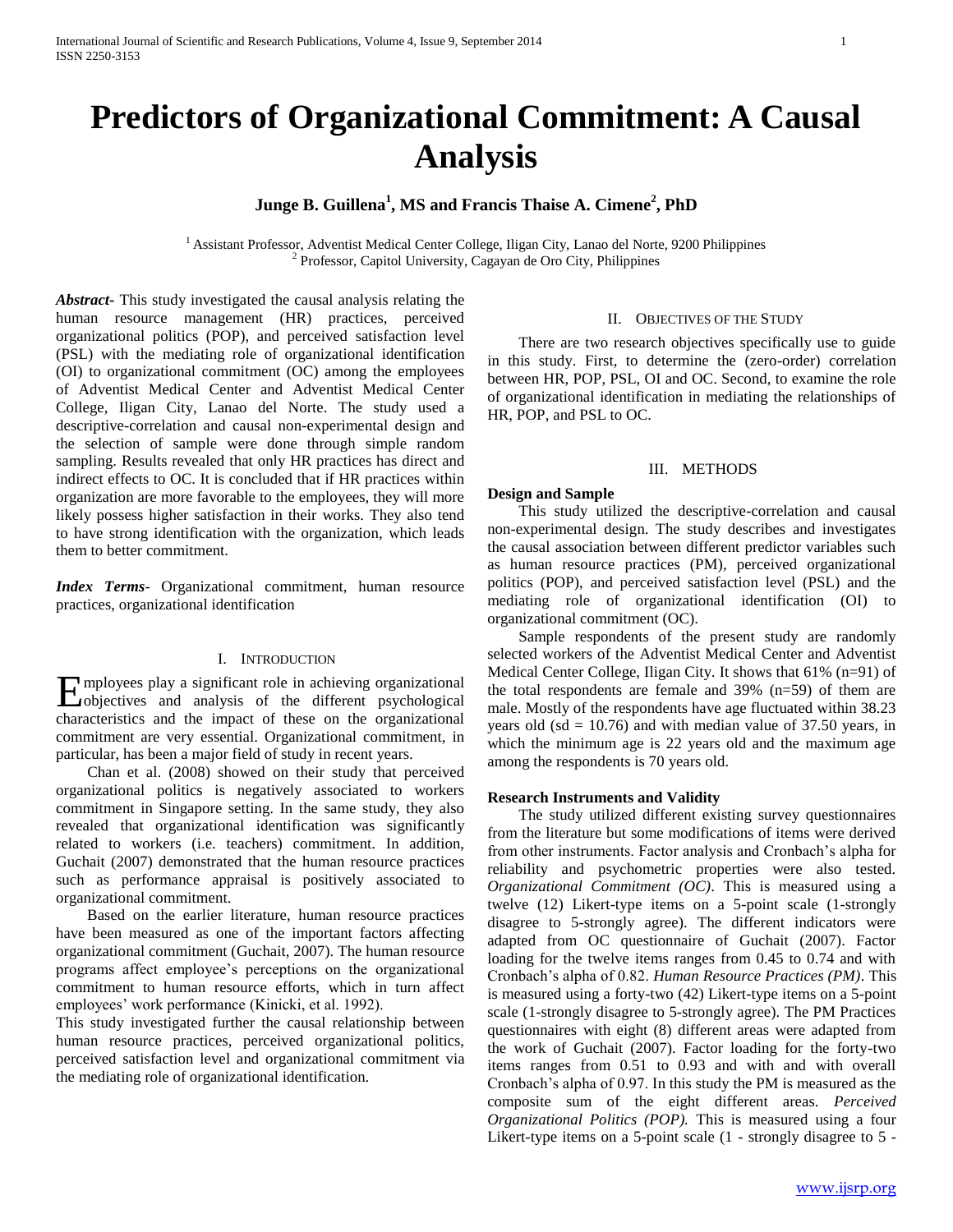# Predictors of Organizational Commitment: A Causal Analysis

**Junge B. Guillena[1], MS and Francis Thaise A. Cimene[2], PhD**

[1] Assistant Professor, Adventist Medical Center College, Iligan City, Lanao del Norte, 9200 Philippines
[2] Professor, Capitol University, Cagayan de Oro City, Philippines

***Abstract*-** This study investigated the causal analysis relating the human resource management (HR) practices, perceived organizational politics (POP), and perceived satisfaction level (PSL) with the mediating role of organizational identification (OI) to organizational commitment (OC) among the employees of Adventist Medical Center and Adventist Medical Center College, Iligan City, Lanao del Norte. The study used a descriptive-correlation and causal non-experimental design and the selection of sample were done through simple random sampling. Results revealed that only HR practices has direct and indirect effects to OC. It is concluded that if HR practices within organization are more favorable to the employees, they will more likely possess higher satisfaction in their works. They also tend to have strong identification with the organization, which leads them to better commitment.

***Index Terms*-** Organizational commitment, human resource practices, organizational identification

## I. Introduction

Employees play a significant role in achieving organizational objectives and analysis of the different psychological characteristics and the impact of these on the organizational commitment are very essential. Organizational commitment, in particular, has been a major field of study in recent years.

Chan et al. (2008) showed on their study that perceived organizational politics is negatively associated to workers commitment in Singapore setting. In the same study, they also revealed that organizational identification was significantly related to workers (i.e. teachers) commitment. In addition, Guchait (2007) demonstrated that the human resource practices such as performance appraisal is positively associated to organizational commitment.

Based on the earlier literature, human resource practices have been measured as one of the important factors affecting organizational commitment (Guchait, 2007). The human resource programs affect employee's perceptions on the organizational commitment to human resource efforts, which in turn affect employees' work performance (Kinicki, et al. 1992).

This study investigated further the causal relationship between human resource practices, perceived organizational politics, perceived satisfaction level and organizational commitment via the mediating role of organizational identification.

## II. Objectives of the Study

There are two research objectives specifically use to guide in this study. First, to determine the (zero-order) correlation between HR, POP, PSL, OI and OC. Second, to examine the role of organizational identification in mediating the relationships of HR, POP, and PSL to OC.

## III. Methods

**Design and Sample**

This study utilized the descriptive-correlation and causal non-experimental design. The study describes and investigates the causal association between different predictor variables such as human resource practices (PM), perceived organizational politics (POP), and perceived satisfaction level (PSL) and the mediating role of organizational identification (OI) to organizational commitment (OC).

Sample respondents of the present study are randomly selected workers of the Adventist Medical Center and Adventist Medical Center College, Iligan City. It shows that 61% (n=91) of the total respondents are female and 39% (n=59) of them are male. Mostly of the respondents have age fluctuated within 38.23 years old (sd = 10.76) and with median value of 37.50 years, in which the minimum age is 22 years old and the maximum age among the respondents is 70 years old.

**Research Instruments and Validity**

The study utilized different existing survey questionnaires from the literature but some modifications of items were derived from other instruments. Factor analysis and Cronbach's alpha for reliability and psychometric properties were also tested. *Organizational Commitment (OC)*. This is measured using a twelve (12) Likert-type items on a 5-point scale (1-strongly disagree to 5-strongly agree). The different indicators were adapted from OC questionnaire of Guchait (2007). Factor loading for the twelve items ranges from 0.45 to 0.74 and with Cronbach's alpha of 0.82. *Human Resource Practices (PM)*. This is measured using a forty-two (42) Likert-type items on a 5-point scale (1-strongly disagree to 5-strongly agree). The PM Practices questionnaires with eight (8) different areas were adapted from the work of Guchait (2007). Factor loading for the forty-two items ranges from 0.51 to 0.93 and with and with overall Cronbach's alpha of 0.97. In this study the PM is measured as the composite sum of the eight different areas. *Perceived Organizational Politics (POP).* This is measured using a four Likert-type items on a 5-point scale (1 - strongly disagree to 5 -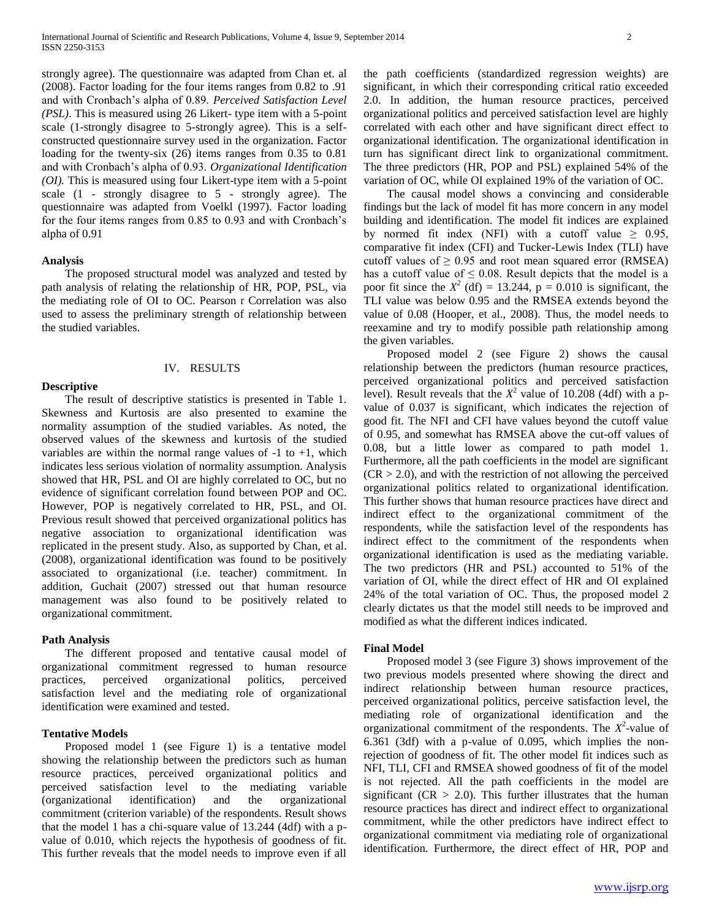strongly agree). The questionnaire was adapted from Chan et. al (2008). Factor loading for the four items ranges from 0.82 to .91 and with Cronbach's alpha of 0.89. *Perceived Satisfaction Level (PSL)*. This is measured using 26 Likert- type item with a 5-point scale (1-strongly disagree to 5-strongly agree). This is a self-constructed questionnaire survey used in the organization. Factor loading for the twenty-six (26) items ranges from 0.35 to 0.81 and with Cronbach's alpha of 0.93. *Organizational Identification (OI).* This is measured using four Likert-type item with a 5-point scale (1 - strongly disagree to 5 - strongly agree). The questionnaire was adapted from Voelkl (1997). Factor loading for the four items ranges from 0.85 to 0.93 and with Cronbach's alpha of 0.91

**Analysis**

The proposed structural model was analyzed and tested by path analysis of relating the relationship of HR, POP, PSL, via the mediating role of OI to OC. Pearson r Correlation was also used to assess the preliminary strength of relationship between the studied variables.

## IV. RESULTS

**Descriptive**

The result of descriptive statistics is presented in Table 1. Skewness and Kurtosis are also presented to examine the normality assumption of the studied variables. As noted, the observed values of the skewness and kurtosis of the studied variables are within the normal range values of -1 to +1, which indicates less serious violation of normality assumption. Analysis showed that HR, PSL and OI are highly correlated to OC, but no evidence of significant correlation found between POP and OC. However, POP is negatively correlated to HR, PSL, and OI. Previous result showed that perceived organizational politics has negative association to organizational identification was replicated in the present study. Also, as supported by Chan, et al. (2008), organizational identification was found to be positively associated to organizational (i.e. teacher) commitment. In addition, Guchait (2007) stressed out that human resource management was also found to be positively related to organizational commitment.

**Path Analysis**

The different proposed and tentative causal model of organizational commitment regressed to human resource practices, perceived organizational politics, perceived satisfaction level and the mediating role of organizational identification were examined and tested.

**Tentative Models**

Proposed model 1 (see Figure 1) is a tentative model showing the relationship between the predictors such as human resource practices, perceived organizational politics and perceived satisfaction level to the mediating variable (organizational identification) and the organizational commitment (criterion variable) of the respondents. Result shows that the model 1 has a chi-square value of 13.244 (4df) with a p-value of 0.010, which rejects the hypothesis of goodness of fit. This further reveals that the model needs to improve even if all the path coefficients (standardized regression weights) are significant, in which their corresponding critical ratio exceeded 2.0. In addition, the human resource practices, perceived organizational politics and perceived satisfaction level are highly correlated with each other and have significant direct effect to organizational identification. The organizational identification in turn has significant direct link to organizational commitment. The three predictors (HR, POP and PSL) explained 54% of the variation of OC, while OI explained 19% of the variation of OC.

The causal model shows a convincing and considerable findings but the lack of model fit has more concern in any model building and identification. The model fit indices are explained by normed fit index (NFI) with a cutoff value $\geq$ 0.95, comparative fit index (CFI) and Tucker-Lewis Index (TLI) have cutoff values of $\geq$ 0.95 and root mean squared error (RMSEA) has a cutoff value of $\leq$ 0.08. Result depicts that the model is a poor fit since the $X^2$ (df) = 13.244, p = 0.010 is significant, the TLI value was below 0.95 and the RMSEA extends beyond the value of 0.08 (Hooper, et al., 2008). Thus, the model needs to reexamine and try to modify possible path relationship among the given variables.

Proposed model 2 (see Figure 2) shows the causal relationship between the predictors (human resource practices, perceived organizational politics and perceived satisfaction level). Result reveals that the $X^2$ value of 10.208 (4df) with a p-value of 0.037 is significant, which indicates the rejection of good fit. The NFI and CFI have values beyond the cutoff value of 0.95, and somewhat has RMSEA above the cut-off values of 0.08, but a little lower as compared to path model 1. Furthermore, all the path coefficients in the model are significant (CR > 2.0), and with the restriction of not allowing the perceived organizational politics related to organizational identification. This further shows that human resource practices have direct and indirect effect to the organizational commitment of the respondents, while the satisfaction level of the respondents has indirect effect to the commitment of the respondents when organizational identification is used as the mediating variable. The two predictors (HR and PSL) accounted to 51% of the variation of OI, while the direct effect of HR and OI explained 24% of the total variation of OC. Thus, the proposed model 2 clearly dictates us that the model still needs to be improved and modified as what the different indices indicated.

**Final Model**

Proposed model 3 (see Figure 3) shows improvement of the two previous models presented where showing the direct and indirect relationship between human resource practices, perceived organizational politics, perceive satisfaction level, the mediating role of organizational identification and the organizational commitment of the respondents. The $X^2$-value of 6.361 (3df) with a p-value of 0.095, which implies the non-rejection of goodness of fit. The other model fit indices such as NFI, TLI, CFI and RMSEA showed goodness of fit of the model is not rejected. All the path coefficients in the model are significant (CR > 2.0). This further illustrates that the human resource practices has direct and indirect effect to organizational commitment, while the other predictors have indirect effect to organizational commitment via mediating role of organizational identification. Furthermore, the direct effect of HR, POP and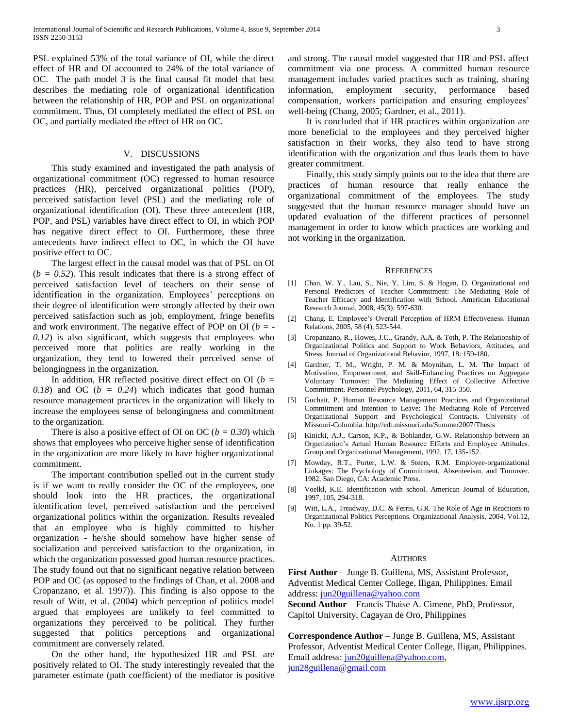PSL explained 53% of the total variance of OI, while the direct effect of HR and OI accounted to 24% of the total variance of OC. The path model 3 is the final causal fit model that best describes the mediating role of organizational identification between the relationship of HR, POP and PSL on organizational commitment. Thus, OI completely mediated the effect of PSL on OC, and partially mediated the effect of HR on OC.

## V. DISCUSSIONS

This study examined and investigated the path analysis of organizational commitment (OC) regressed to human resource practices (HR), perceived organizational politics (POP), perceived satisfaction level (PSL) and the mediating role of organizational identification (OI). These three antecedent (HR, POP, and PSL) variables have direct effect to OI, in which POP has negative direct effect to OI. Furthermore, these three antecedents have indirect effect to OC, in which the OI have positive effect to OC.

The largest effect in the causal model was that of PSL on OI ($b = 0.52$). This result indicates that there is a strong effect of perceived satisfaction level of teachers on their sense of identification in the organization. Employees' perceptions on their degree of identification were strongly affected by their own perceived satisfaction such as job, employment, fringe benefits and work environment. The negative effect of POP on OI ($b = -0.12$) is also significant, which suggests that employees who perceived more that politics are really working in the organization, they tend to lowered their perceived sense of belongingness in the organization.

In addition, HR reflected positive direct effect on OI ($b = 0.18$) and OC ($b = 0.24$) which indicates that good human resource management practices in the organization will likely to increase the employees sense of belongingness and commitment to the organization.

There is also a positive effect of OI on OC ($b = 0.30$) which shows that employees who perceive higher sense of identification in the organization are more likely to have higher organizational commitment.

The important contribution spelled out in the current study is if we want to really consider the OC of the employees, one should look into the HR practices, the organizational identification level, perceived satisfaction and the perceived organizational politics within the organization. Results revealed that an employee who is highly committed to his/her organization - he/she should somehow have higher sense of socialization and perceived satisfaction to the organization, in which the organization possessed good human resource practices. The study found out that no significant negative relation between POP and OC (as opposed to the findings of Chan, et al. 2008 and Cropanzano, et al. 1997)). This finding is also oppose to the result of Witt, et al. (2004) which perception of politics model argued that employees are unlikely to feel committed to organizations they perceived to be political. They further suggested that politics perceptions and organizational commitment are conversely related.

On the other hand, the hypothesized HR and PSL are positively related to OI. The study interestingly revealed that the parameter estimate (path coefficient) of the mediator is positive and strong. The causal model suggested that HR and PSL affect commitment via one process. A committed human resource management includes varied practices such as training, sharing information, employment security, performance based compensation, workers participation and ensuring employees' well-being (Chang, 2005; Gardner, et al., 2011).

It is concluded that if HR practices within organization are more beneficial to the employees and they perceived higher satisfaction in their works, they also tend to have strong identification with the organization and thus leads them to have greater commitment.

Finally, this study simply points out to the idea that there are practices of human resource that really enhance the organizational commitment of the employees. The study suggested that the human resource manager should have an updated evaluation of the different practices of personnel management in order to know which practices are working and not working in the organization.

## REFERENCES

[1] Chan, W. Y., Lau, S., Nie, Y, Lim, S. & Hogan, D. Organizational and Personal Predictors of Teacher Commitment: The Mediating Role of Teacher Efficacy and Identification with School. American Educational Research Journal, 2008, 45(3): 597-630.

[2] Chang, E. Employee's Overall Perception of HRM Effectiveness. Human Relations, 2005, 58 (4), 523-544.

[3] Cropanzano, R., Howes, J.C., Grandy, A.A. & Toth, P. The Relationship of Organizational Politics and Support to Work Behaviors, Attitudes, and Stress. Journal of Organizational Behavior, 1997, 18: 159-180.

[4] Gardner, T. M., Wright, P. M. & Moynihan, L. M. The Impact of Motivation, Empowerment, and Skill-Enhancing Practices on Aggregate Voluntary Turnover: The Mediating Effect of Collective Affective Commitment. Personnel Psychology, 2011, 64, 315-350.

[5] Guchait, P. Human Resource Management Practices and Organizational Commitment and Intention to Leave: The Mediating Role of Perceived Organizational Support and Psychological Contracts. University of Missouri-Columbia. http://edt.missouri.edu/Summer2007/Thesis

[6] Kinicki, A.J., Carson, K.P., & Bohlander, G.W. Relationship between an Organization's Actual Human Resource Efforts and Employee Attitudes. Group and Organizational Management, 1992, 17, 135-152.

[7] Mowday, R.T., Porter, L.W. & Steers, R.M. Employee-organizational Linkages: The Psychology of Commitment, Absenteeism, and Turnover. 1982, San Diego, CA: Academic Press.

[8] Voelkl, K.E. Identification with school. American Journal of Education, 1997, 105, 294-318.

[9] Witt, L.A., Treadway, D.C. & Ferris, G.R. The Role of Age in Reactions to Organizational Politics Perceptions. Organizational Analysis, 2004, Vol.12, No. 1 pp. 39-52.

## AUTHORS

**First Author** – Junge B. Guillena, MS, Assistant Professor, Adventist Medical Center College, Iligan, Philippines. Email address: jun20guillena@yahoo.com

**Second Author** – Francis Thaise A. Cimene, PhD, Professor, Capitol University, Cagayan de Oro, Philippines

**Correspondence Author** – Junge B. Guillena, MS, Assistant Professor, Adventist Medical Center College, Iligan, Philippines. Email address: jun20guillena@yahoo.com, jun28guillena@gmail.com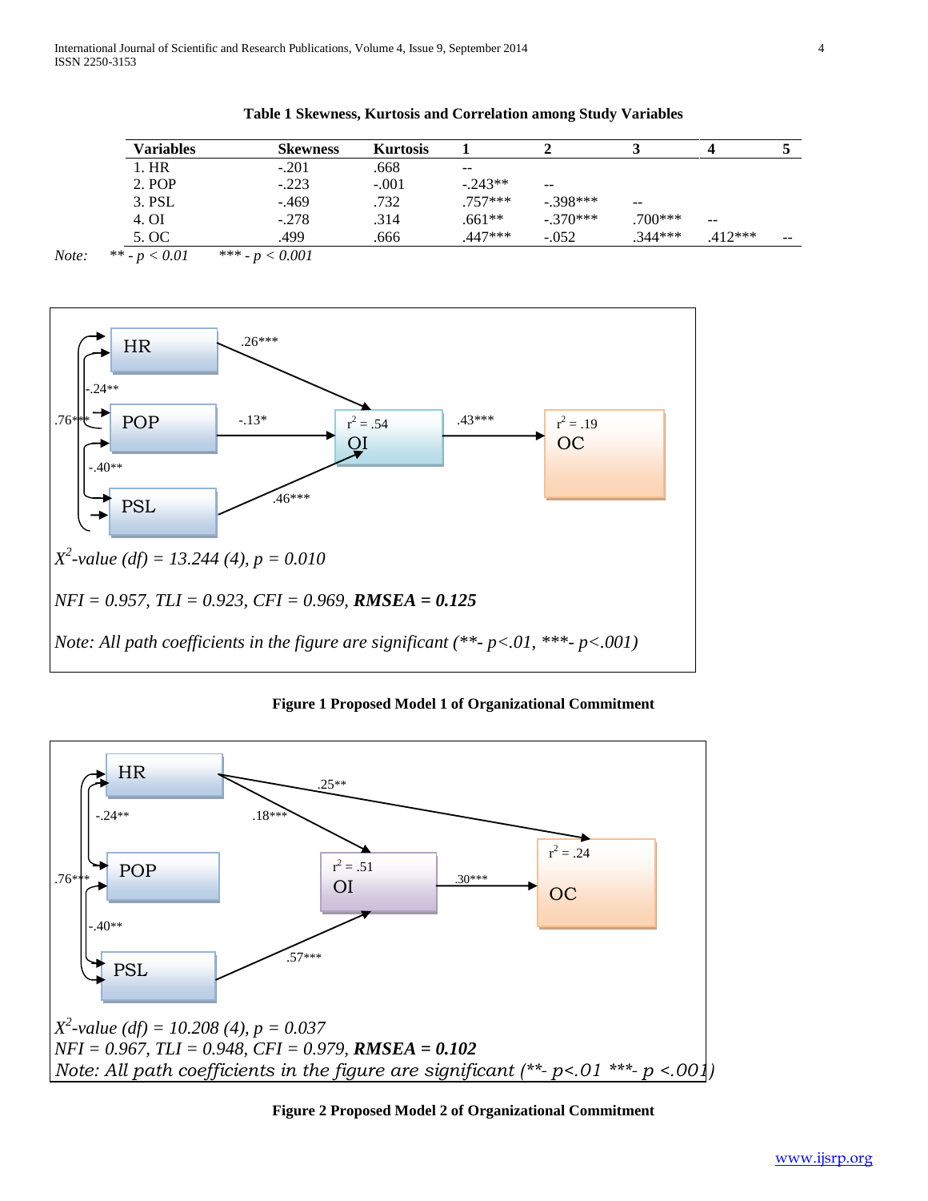**Table 1 Skewness, Kurtosis and Correlation among Study Variables**

| Variables | Skewness | Kurtosis | 1 | 2 | 3 | 4 | 5 |
|---|---|---|---|---|---|---|---|
| 1. HR | -.201 | .668 | -- | | | | |
| 2. POP | -.223 | -.001 | -.243** | -- | | | |
| 3. PSL | -.469 | .732 | .757*** | -.398*** | -- | | |
| 4. OI | -.278 | .314 | .661** | -.370*** | .700*** | -- | |
| 5. OC | .499 | .666 | .447*** | -.052 | .344*** | .412*** | -- |

*Note:* *** - p < 0.01* &nbsp;&nbsp; **** - p < 0.001*

*$X^2$-value (df) = 13.244 (4), p = 0.010*

*NFI = 0.957, TLI = 0.923, CFI = 0.969, **RMSEA = 0.125***

*Note: All path coefficients in the figure are significant (**- p<.01, ***- p<.001)*

**Figure 1 Proposed Model 1 of Organizational Commitment**

*$X^2$-value (df) = 10.208 (4), p = 0.037*

*NFI = 0.967, TLI = 0.948, CFI = 0.979, **RMSEA = 0.102***

*Note: All path coefficients in the figure are significant (**- p<.01 ***- p <.001)*

**Figure 2 Proposed Model 2 of Organizational Commitment**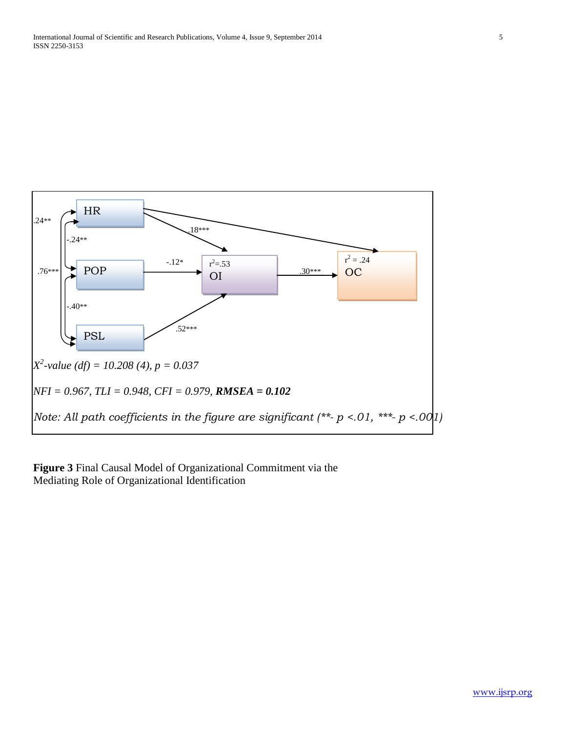HR

POP

PSL

OI

$r^2$=.53

OC

$r^2$ = .24

.24**

-.24**

.76***

-.40**

.18***

-.12*

.52***

.30***

*$X^2$-value (df) = 10.208 (4), p = 0.037*

*NFI = 0.967, TLI = 0.948, CFI = 0.979,* ***RMSEA = 0.102***

*Note: All path coefficients in the figure are significant (**- p <.01, ***- p <.001)*

**Figure 3** Final Causal Model of Organizational Commitment via the Mediating Role of Organizational Identification